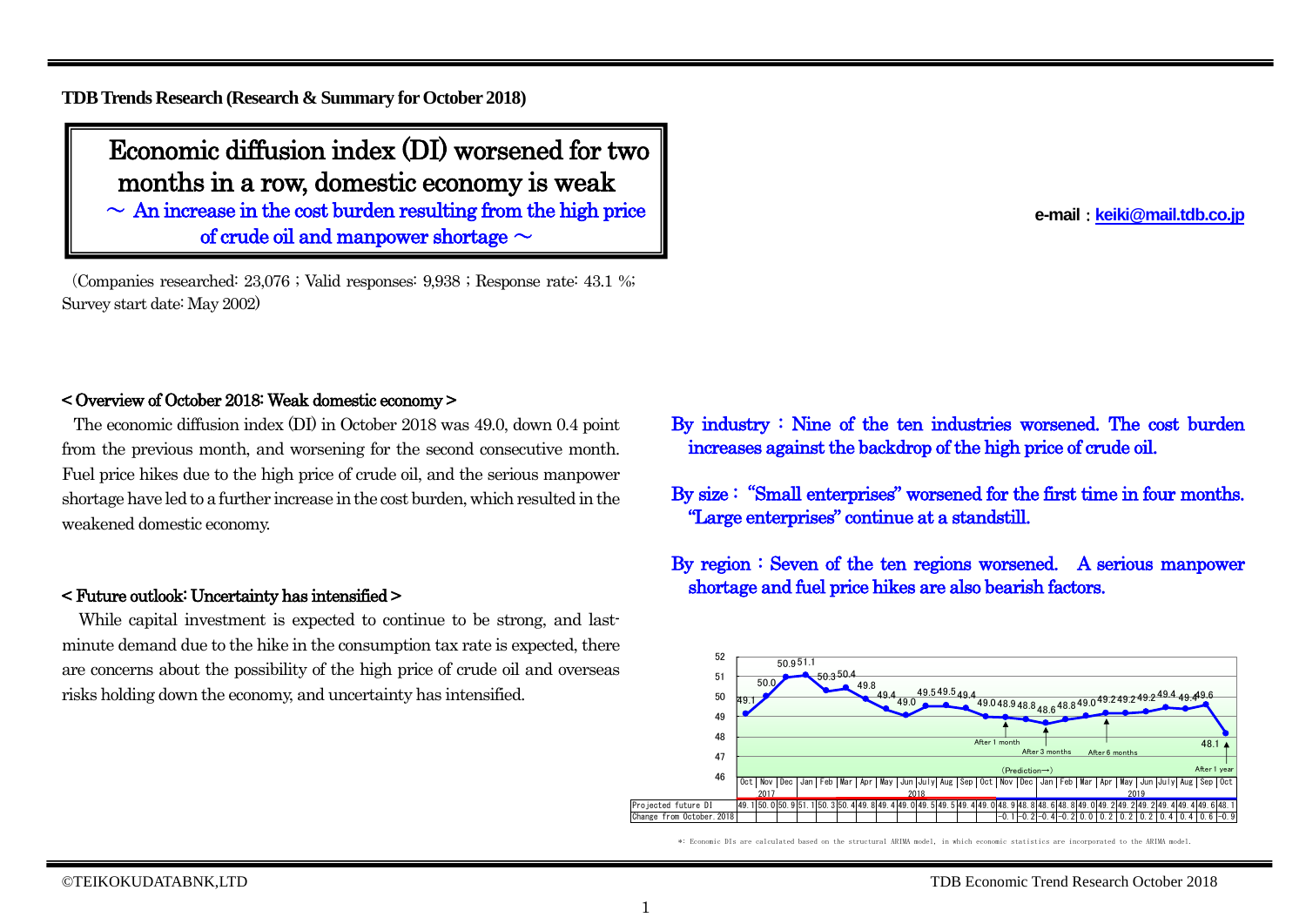**TDB Trends Research (Research & Summary for October 2018)**

# Economic diffusion index (DI) worsened for two months in a row, domestic economy is weak

## ～ An increase in the cost burden resulting from the high price of crude oil and manpower shortage ～

e-mail：keiki@mail.tdb.co.jp

（Companies researched: 23,076 ; Valid responses: 9,938 ; Response rate: 43.1 %; Survey start date: May 2002）

### < Overview of October 2018: Weak domestic economy >

The economic diffusion index (DI) in October 2018 was 49.0, down 0.4 point from the previous month, and worsening for the second consecutive month. Fuel price hikes due to the high price of crude oil, and the serious manpower shortage have led to a further increase in the cost burden, which resulted in the weakened domestic economy.

### < Future outlook: Uncertainty has intensified >

While capital investment is expected to continue to be strong, and last-minute demand due to the hike in the consumption tax rate is expected, there are concerns about the possibility of the high price of crude oil and overseas risks holding down the economy, and uncertainty has intensified.

**By industry：Nine of the ten industries worsened. The cost burden increases against the backdrop of the high price of crude oil.**

**By size：“Small enterprises” worsened for the first time in four months. “Large enterprises” continue at a standstill.**

**By region：Seven of the ten regions worsened. A serious manpower shortage and fuel price hikes are also bearish factors.**

52
51
50
49
48
47
46

After 1 month
After 3 months
After 6 months
After 1 year
(Prediction→)

| | Oct 2017 | Nov | Dec | Jan 2018 | Feb | Mar | Apr | May | Jun | July | Aug | Sep | Oct | Nov | Dec | Jan 2019 | Feb | Mar | Apr | May | Jun | July | Aug | Sep | Oct |
|---|---|---|---|---|---|---|---|---|---|---|---|---|---|---|---|---|---|---|---|---|---|---|---|---|---|
| Projected future DI | 49.1 | 50.0 | 50.9 | 51.1 | 50.3 | 50.4 | 49.8 | 49.4 | 49.0 | 49.5 | 49.5 | 49.4 | 49.0 | 48.9 | 48.8 | 48.6 | 48.8 | 49.0 | 49.2 | 49.2 | 49.2 | 49.4 | 49.4 | 49.6 | 48.1 |
| Change from October.2018 | | | | | | | | | | | | | | -0.1 | -0.2 | -0.4 | -0.2 | 0.0 | 0.2 | 0.2 | 0.2 | 0.4 | 0.4 | 0.6 | -0.9 |

*: Economic DIs are calculated based on the structural ARIMA model, in which economic statistics are incorporated to the ARIMA model.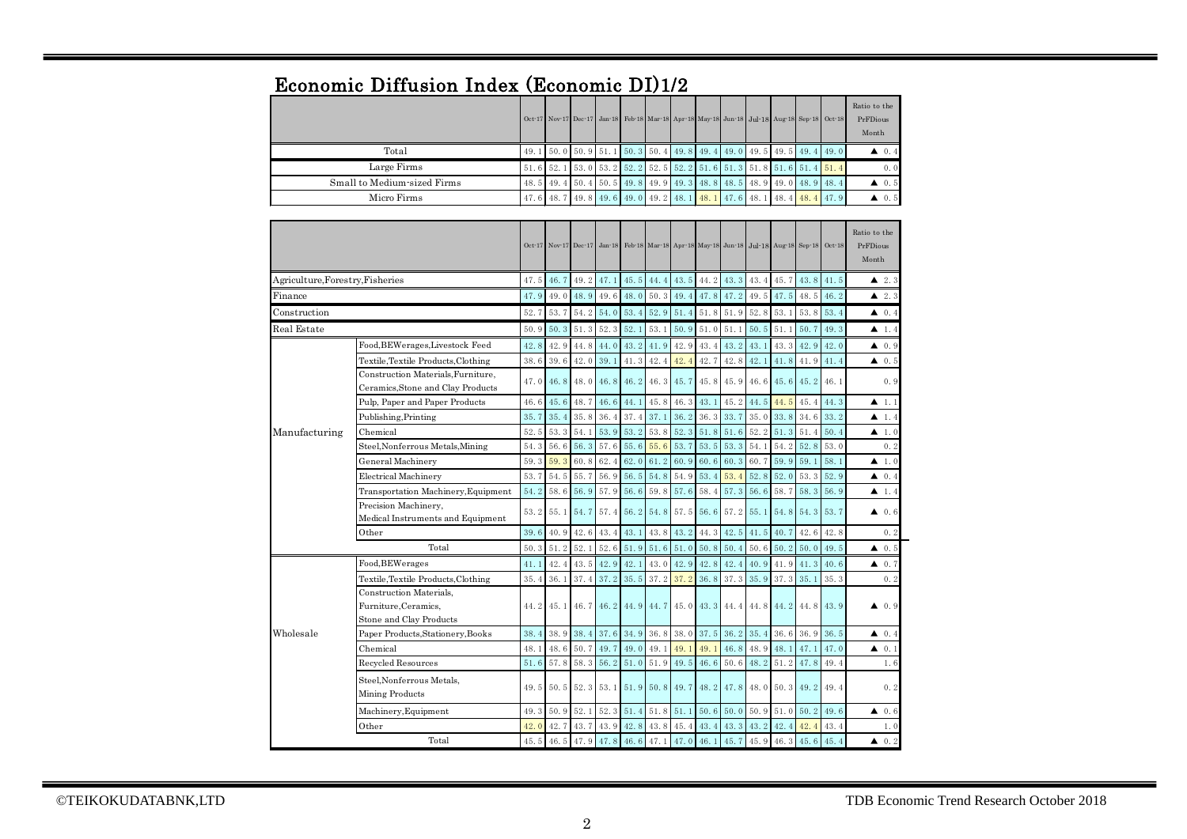# Economic Diffusion Index (Economic DI)1/2

| | Oct-17 | Nov-17 | Dec-17 | Jan-18 | Feb-18 | Mar-18 | Apr-18 | May-18 | Jun-18 | Jul-18 | Aug-18 | Sep-18 | Oct-18 | Ratio to the PrFDious Month |
|---|---|---|---|---|---|---|---|---|---|---|---|---|---|---|
| Total | 49.1 | 50.0 | 50.9 | 51.1 | 50.3 | 50.4 | 49.8 | 49.4 | 49.0 | 49.5 | 49.5 | 49.4 | 49.0 | ▲ 0.4 |
| Large Firms | 51.6 | 52.1 | 53.0 | 53.2 | 52.2 | 52.5 | 52.2 | 51.6 | 51.3 | 51.8 | 51.6 | 51.4 | 51.4 | 0.0 |
| Small to Medium-sized Firms | 48.5 | 49.4 | 50.4 | 50.5 | 49.8 | 49.9 | 49.3 | 48.8 | 48.5 | 48.9 | 49.0 | 48.9 | 48.4 | ▲ 0.5 |
| Micro Firms | 47.6 | 48.7 | 49.8 | 49.6 | 49.0 | 49.2 | 48.1 | 48.1 | 47.6 | 48.1 | 48.4 | 48.4 | 47.9 | ▲ 0.5 |

| | | Oct-17 | Nov-17 | Dec-17 | Jan-18 | Feb-18 | Mar-18 | Apr-18 | May-18 | Jun-18 | Jul-18 | Aug-18 | Sep-18 | Oct-18 | Ratio to the PrFDious Month |
|---|---|---|---|---|---|---|---|---|---|---|---|---|---|---|---|
| Agriculture,Forestry,Fisheries | | 47.5 | 46.7 | 49.2 | 47.1 | 45.5 | 44.4 | 43.5 | 44.2 | 43.3 | 43.4 | 45.7 | 43.8 | 41.5 | ▲ 2.3 |
| Finance | | 47.9 | 49.0 | 48.9 | 49.6 | 48.0 | 50.3 | 49.4 | 47.8 | 47.2 | 49.5 | 47.5 | 48.5 | 46.2 | ▲ 2.3 |
| Construction | | 52.7 | 53.7 | 54.2 | 54.0 | 53.4 | 52.9 | 51.4 | 51.8 | 51.9 | 52.8 | 53.1 | 53.8 | 53.4 | ▲ 0.4 |
| Real Estate | | 50.9 | 50.3 | 51.3 | 52.3 | 52.1 | 53.1 | 50.9 | 51.0 | 51.1 | 50.5 | 51.1 | 50.7 | 49.3 | ▲ 1.4 |
| Manufacturing | Food,BEWerages,Livestock Feed | 42.8 | 42.9 | 44.8 | 44.0 | 43.2 | 41.9 | 42.9 | 43.4 | 43.2 | 43.1 | 43.3 | 42.9 | 42.0 | ▲ 0.9 |
| | Textile,Textile Products,Clothing | 38.6 | 39.6 | 42.0 | 39.1 | 41.3 | 42.4 | 42.4 | 42.7 | 42.8 | 42.1 | 41.8 | 41.9 | 41.4 | ▲ 0.5 |
| | Construction Materials,Furniture, Ceramics,Stone and Clay Products | 47.0 | 46.8 | 48.0 | 46.8 | 46.2 | 46.3 | 45.7 | 45.8 | 45.9 | 46.6 | 45.6 | 45.2 | 46.1 | 0.9 |
| | Pulp, Paper and Paper Products | 46.6 | 45.6 | 48.7 | 46.6 | 44.1 | 45.8 | 46.3 | 43.1 | 45.2 | 44.5 | 44.5 | 45.4 | 44.3 | ▲ 1.1 |
| | Publishing,Printing | 35.7 | 35.4 | 35.8 | 36.4 | 37.4 | 37.1 | 36.2 | 36.3 | 33.7 | 35.0 | 33.8 | 34.6 | 33.2 | ▲ 1.4 |
| | Chemical | 52.5 | 53.3 | 54.1 | 53.9 | 53.2 | 53.8 | 52.3 | 51.8 | 51.6 | 52.2 | 51.3 | 51.4 | 50.4 | ▲ 1.0 |
| | Steel,Nonferrous Metals,Mining | 54.3 | 56.6 | 56.3 | 57.6 | 55.6 | 55.6 | 53.7 | 53.5 | 53.3 | 54.1 | 54.2 | 52.8 | 53.0 | 0.2 |
| | General Machinery | 59.3 | 59.3 | 60.8 | 62.4 | 62.0 | 61.2 | 60.9 | 60.6 | 60.3 | 60.7 | 59.9 | 59.1 | 58.1 | ▲ 1.0 |
| | Electrical Machinery | 53.7 | 54.5 | 55.7 | 56.9 | 56.5 | 54.8 | 54.9 | 53.4 | 53.4 | 52.8 | 52.0 | 53.3 | 52.9 | ▲ 0.4 |
| | Transportation Machinery,Equipment | 54.2 | 58.6 | 56.9 | 57.9 | 56.6 | 59.8 | 57.6 | 58.4 | 57.3 | 56.6 | 58.7 | 58.3 | 56.9 | ▲ 1.4 |
| | Precision Machinery, Medical Instruments and Equipment | 53.2 | 55.1 | 54.7 | 57.4 | 56.2 | 54.8 | 57.5 | 56.6 | 57.2 | 55.1 | 54.8 | 54.3 | 53.7 | ▲ 0.6 |
| | Other | 39.6 | 40.9 | 42.6 | 43.4 | 43.1 | 43.8 | 43.2 | 44.3 | 42.5 | 41.5 | 40.7 | 42.6 | 42.8 | 0.2 |
| | Total | 50.3 | 51.2 | 52.1 | 52.6 | 51.9 | 51.6 | 51.0 | 50.8 | 50.4 | 50.6 | 50.2 | 50.0 | 49.5 | ▲ 0.5 |
| Wholesale | Food,BEWerages | 41.1 | 42.4 | 43.5 | 42.9 | 42.1 | 43.0 | 42.9 | 42.8 | 42.4 | 40.9 | 41.9 | 41.3 | 40.6 | ▲ 0.7 |
| | Textile,Textile Products,Clothing | 35.4 | 36.1 | 37.4 | 37.2 | 35.5 | 37.2 | 37.2 | 36.8 | 37.3 | 35.9 | 37.3 | 35.1 | 35.3 | 0.2 |
| | Construction Materials, Furniture,Ceramics, Stone and Clay Products | 44.2 | 45.1 | 46.7 | 46.2 | 44.9 | 44.7 | 45.0 | 43.3 | 44.4 | 44.8 | 44.2 | 44.8 | 43.9 | ▲ 0.9 |
| | Paper Products,Stationery,Books | 38.4 | 38.9 | 38.4 | 37.6 | 34.9 | 36.8 | 38.0 | 37.5 | 36.2 | 35.4 | 36.6 | 36.9 | 36.5 | ▲ 0.4 |
| | Chemical | 48.1 | 48.6 | 50.7 | 49.7 | 49.0 | 49.1 | 49.1 | 49.1 | 46.8 | 48.9 | 48.1 | 47.1 | 47.0 | ▲ 0.1 |
| | Recycled Resources | 51.6 | 57.8 | 58.3 | 56.2 | 51.0 | 51.9 | 49.5 | 46.6 | 50.6 | 48.2 | 51.2 | 47.8 | 49.4 | 1.6 |
| | Steel,Nonferrous Metals, Mining Products | 49.5 | 50.5 | 52.3 | 53.1 | 51.9 | 50.8 | 49.7 | 48.2 | 47.8 | 48.0 | 50.3 | 49.2 | 49.4 | 0.2 |
| | Machinery,Equipment | 49.3 | 50.9 | 52.1 | 52.3 | 51.4 | 51.8 | 51.1 | 50.6 | 50.0 | 50.9 | 51.0 | 50.2 | 49.6 | ▲ 0.6 |
| | Other | 42.0 | 42.7 | 43.7 | 43.9 | 42.8 | 43.8 | 45.4 | 43.4 | 43.3 | 43.2 | 42.4 | 42.4 | 43.4 | 1.0 |
| | Total | 45.5 | 46.5 | 47.9 | 47.8 | 46.6 | 47.1 | 47.0 | 46.1 | 45.7 | 45.9 | 46.3 | 45.6 | 45.4 | ▲ 0.2 |

©TEIKOKUDATABNK,LTD

TDB Economic Trend Research October 2018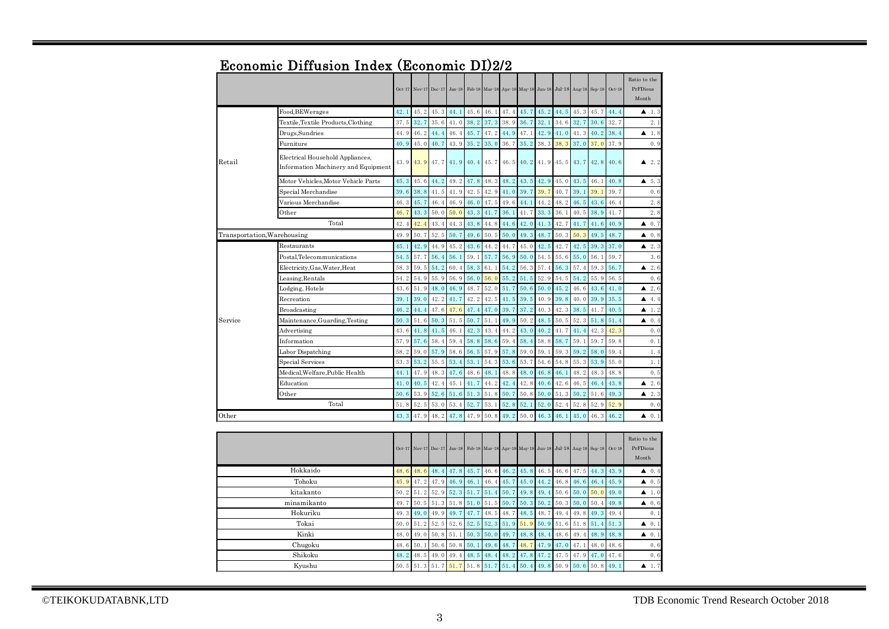# Economic Diffusion Index (Economic DI)2/2

| | | Oct-17 | Nov-17 | Dec-17 | Jan-18 | Feb-18 | Mar-18 | Apr-18 | May-18 | Jun-18 | Jul-18 | Aug-18 | Sep-18 | Oct-18 | Ratio to the PrFDious Month |
|---|---|---|---|---|---|---|---|---|---|---|---|---|---|---|---|
| Retail | Food,BEWerages | 42.1 | 45.2 | 45.3 | 44.1 | 45.6 | 46.1 | 47.4 | 45.7 | 45.2 | 44.5 | 45.3 | 45.7 | 44.4 | ▲ 1.3 |
| | Textile,Textile Products,Clothing | 37.5 | 32.7 | 35.6 | 41.0 | 38.2 | 37.3 | 38.9 | 36.7 | 32.1 | 34.6 | 32.7 | 30.6 | 32.7 | 2.1 |
| | Drugs,Sundries | 44.9 | 46.2 | 44.4 | 46.4 | 45.7 | 47.2 | 44.9 | 47.1 | 42.9 | 41.0 | 41.3 | 40.2 | 38.4 | ▲ 1.8 |
| | Furniture | 40.9 | 45.0 | 40.7 | 43.9 | 35.2 | 35.0 | 36.7 | 35.2 | 38.3 | 38.3 | 37.0 | 37.0 | 37.9 | 0.9 |
| | Electrical Household Appliances, Information Machinery and Equipment | 43.9 | 43.9 | 47.7 | 41.9 | 40.4 | 45.7 | 46.5 | 40.2 | 41.9 | 45.5 | 43.7 | 42.8 | 40.6 | ▲ 2.2 |
| | Motor Vehicles,Motor Vehicle Parts | 45.3 | 45.6 | 44.2 | 49.2 | 47.8 | 48.3 | 48.2 | 43.5 | 42.9 | 45.0 | 43.5 | 46.1 | 40.8 | ▲ 5.3 |
| | Special Merchandise | 39.6 | 38.8 | 41.5 | 41.9 | 42.5 | 42.9 | 41.0 | 39.7 | 39.7 | 40.7 | 39.1 | 39.1 | 39.7 | 0.6 |
| | Various Merchandise | 46.3 | 45.7 | 46.4 | 46.9 | 46.0 | 47.5 | 49.6 | 44.1 | 44.2 | 48.2 | 46.5 | 43.6 | 46.4 | 2.8 |
| | Other | 46.7 | 43.3 | 50.0 | 50.0 | 43.3 | 41.7 | 36.1 | 41.7 | 33.3 | 36.1 | 40.5 | 38.9 | 41.7 | 2.8 |
| | Total | 42.4 | 42.4 | 43.4 | 44.3 | 43.8 | 44.8 | 44.6 | 42.0 | 41.3 | 42.7 | 41.7 | 41.6 | 40.9 | ▲ 0.7 |
| Transportation,Warehousing | | 49.9 | 50.7 | 52.5 | 50.7 | 49.6 | 50.5 | 50.0 | 49.3 | 48.7 | 50.3 | 50.3 | 49.5 | 48.7 | ▲ 0.8 |
| Service | Restaurants | 45.1 | 42.9 | 44.9 | 45.2 | 43.6 | 44.2 | 44.7 | 45.0 | 42.5 | 42.7 | 42.5 | 39.3 | 37.0 | ▲ 2.3 |
| | Postal,Telecommunications | 54.5 | 57.7 | 56.4 | 56.1 | 59.1 | 57.7 | 56.9 | 50.0 | 54.5 | 55.6 | 55.0 | 56.1 | 59.7 | 3.6 |
| | Electricity,Gas,Water,Heat | 58.3 | 59.5 | 54.2 | 60.4 | 58.3 | 61.1 | 54.2 | 56.3 | 57.4 | 56.3 | 57.4 | 59.3 | 56.7 | ▲ 2.6 |
| | Leasing,Rentals | 54.2 | 54.9 | 55.9 | 56.9 | 56.0 | 56.0 | 55.2 | 51.5 | 52.9 | 54.5 | 54.2 | 55.9 | 56.5 | 0.6 |
| | Lodging, Hotels | 43.6 | 51.9 | 48.0 | 46.9 | 48.7 | 52.0 | 51.7 | 50.6 | 50.0 | 45.2 | 46.6 | 43.6 | 41.0 | ▲ 2.6 |
| | Recreation | 39.1 | 39.0 | 42.2 | 41.7 | 42.2 | 42.5 | 41.5 | 39.5 | 40.9 | 39.8 | 40.0 | 39.9 | 35.5 | ▲ 4.4 |
| | Broadcasting | 46.2 | 44.4 | 47.6 | 47.6 | 47.4 | 47.0 | 39.7 | 37.2 | 40.3 | 42.3 | 38.5 | 41.7 | 40.5 | ▲ 1.2 |
| | Maintenance,Guarding,Testing | 50.3 | 51.6 | 50.3 | 51.5 | 50.7 | 51.1 | 49.9 | 50.2 | 48.5 | 50.5 | 52.3 | 51.8 | 51.4 | ▲ 0.4 |
| | Advertising | 43.6 | 41.8 | 41.5 | 46.1 | 42.3 | 43.4 | 44.2 | 43.0 | 40.2 | 41.7 | 41.4 | 42.3 | 42.3 | 0.0 |
| | Information | 57.9 | 57.6 | 58.4 | 59.4 | 58.8 | 58.6 | 59.4 | 58.4 | 58.8 | 58.7 | 59.1 | 59.7 | 59.8 | 0.1 |
| | Labor Dispatching | 58.2 | 59.0 | 57.9 | 58.6 | 56.5 | 57.9 | 57.8 | 59.0 | 59.1 | 59.3 | 59.2 | 58.0 | 59.4 | 1.4 |
| | Special Services | 53.3 | 53.2 | 55.5 | 53.4 | 53.1 | 54.3 | 53.6 | 53.7 | 54.6 | 54.8 | 55.3 | 53.9 | 55.0 | 1.1 |
| | Medical,Welfare,Public Health | 44.1 | 47.9 | 48.3 | 47.6 | 48.6 | 48.1 | 48.8 | 48.0 | 46.8 | 46.1 | 48.2 | 48.3 | 48.8 | 0.5 |
| | Education | 41.0 | 40.5 | 42.4 | 45.1 | 41.7 | 44.2 | 42.4 | 42.8 | 40.6 | 42.6 | 46.5 | 46.4 | 43.8 | ▲ 2.6 |
| | Other | 50.6 | 53.9 | 52.6 | 51.6 | 51.3 | 51.8 | 50.7 | 50.8 | 50.0 | 51.3 | 50.2 | 51.6 | 49.3 | ▲ 2.3 |
| | Total | 51.8 | 52.5 | 53.0 | 53.4 | 52.7 | 53.1 | 52.8 | 52.1 | 52.0 | 52.4 | 52.8 | 52.9 | 52.9 | 0.0 |
| Other | | 43.3 | 47.9 | 48.2 | 47.8 | 47.9 | 50.8 | 49.2 | 50.0 | 46.3 | 46.1 | 45.0 | 46.3 | 46.2 | ▲ 0.1 |

| | Oct-17 | Nov-17 | Dec-17 | Jan-18 | Feb-18 | Mar-18 | Apr-18 | May-18 | Jun-18 | Jul-18 | Aug-18 | Sep-18 | Oct-18 | Ratio to the PrFDious Month |
|---|---|---|---|---|---|---|---|---|---|---|---|---|---|---|
| Hokkaido | 48.6 | 48.6 | 48.4 | 47.8 | 45.7 | 46.6 | 46.2 | 45.8 | 46.5 | 46.6 | 47.5 | 44.3 | 43.9 | ▲ 0.4 |
| Tohoku | 45.9 | 47.2 | 47.9 | 46.9 | 46.1 | 46.4 | 45.7 | 45.0 | 44.2 | 46.8 | 46.6 | 46.4 | 45.9 | ▲ 0.5 |
| kitakanto | 50.2 | 51.2 | 52.9 | 52.3 | 51.7 | 51.4 | 50.7 | 49.8 | 49.4 | 50.6 | 50.0 | 50.0 | 49.0 | ▲ 1.0 |
| minamikanto | 49.7 | 50.5 | 51.3 | 51.8 | 51.0 | 51.5 | 50.7 | 50.3 | 50.2 | 50.3 | 50.0 | 50.4 | 49.8 | ▲ 0.6 |
| Hokuriku | 49.3 | 49.0 | 49.9 | 49.7 | 47.7 | 48.5 | 48.7 | 48.5 | 48.7 | 49.4 | 49.8 | 49.3 | 49.4 | 0.1 |
| Tokai | 50.0 | 51.2 | 52.5 | 52.6 | 52.5 | 52.3 | 51.9 | 51.9 | 50.9 | 51.6 | 51.8 | 51.4 | 51.3 | ▲ 0.1 |
| Kinki | 48.0 | 49.0 | 50.8 | 51.1 | 50.3 | 50.0 | 49.7 | 48.8 | 48.4 | 48.6 | 49.4 | 48.9 | 48.8 | ▲ 0.1 |
| Chugoku | 48.6 | 50.1 | 50.6 | 50.8 | 50.1 | 49.6 | 48.7 | 48.7 | 47.9 | 47.0 | 47.1 | 48.0 | 48.6 | 0.6 |
| Shikoku | 48.2 | 48.5 | 49.0 | 49.4 | 48.5 | 48.4 | 48.2 | 47.8 | 47.2 | 47.5 | 47.9 | 47.0 | 47.6 | 0.6 |
| Kyushu | 50.5 | 51.3 | 51.7 | 51.7 | 51.8 | 51.7 | 51.4 | 50.4 | 49.8 | 50.9 | 50.6 | 50.8 | 49.1 | ▲ 1.7 |

©TEIKOKUDATABNK,LTD

TDB Economic Trend Research October 2018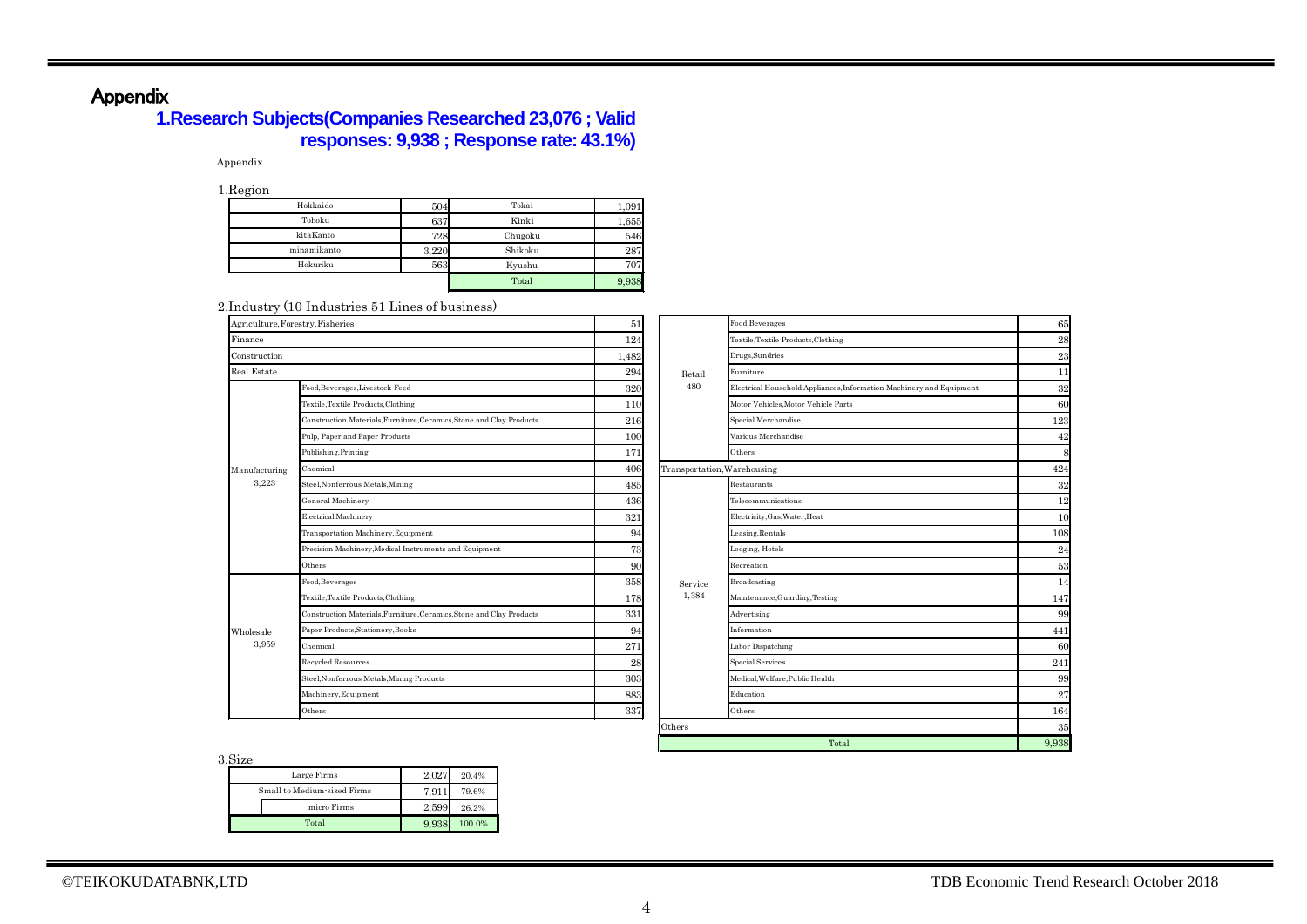# Appendix

## 1.Research Subjects(Companies Researched 23,076 ; Valid responses: 9,938 ; Response rate: 43.1%)

Appendix

1.Region

| | | | |
|---|---|---|---|
| Hokkaido | 504 | Tokai | 1,091 |
| Tohoku | 637 | Kinki | 1,655 |
| kitaKanto | 728 | Chugoku | 546 |
| minamikanto | 3,220 | Shikoku | 287 |
| Hokuriku | 563 | Kyushu | 707 |
| | | Total | 9,938 |

2.Industry (10 Industries 51 Lines of business)

| | | |
|---|---|---|
| Agriculture,Forestry,Fisheries | | 51 |
| Finance | | 124 |
| Construction | | 1,482 |
| Real Estate | | 294 |
| Manufacturing 3,223 | Food,Beverages,Livestock Feed | 320 |
| | Textile,Textile Products,Clothing | 110 |
| | Construction Materials,Furniture,Ceramics,Stone and Clay Products | 216 |
| | Pulp, Paper and Paper Products | 100 |
| | Publishing,Printing | 171 |
| | Chemical | 406 |
| | Steel,Nonferrous Metals,Mining | 485 |
| | General Machinery | 436 |
| | Electrical Machinery | 321 |
| | Transportation Machinery,Equipment | 94 |
| | Precision Machinery,Medical Instruments and Equipment | 73 |
| | Others | 90 |
| Wholesale 3,959 | Food,Beverages | 358 |
| | Textile,Textile Products,Clothing | 178 |
| | Construction Materials,Furniture,Ceramics,Stone and Clay Products | 331 |
| | Paper Products,Stationery,Books | 94 |
| | Chemical | 271 |
| | Recycled Resources | 28 |
| | Steel,Nonferrous Metals,Mining Products | 303 |
| | Machinery,Equipment | 883 |
| | Others | 337 |
| Retail 480 | Food,Beverages | 65 |
| | Textile,Textile Products,Clothing | 28 |
| | Drugs,Sundries | 23 |
| | Furniture | 11 |
| | Electrical Household Appliances,Information Machinery and Equipment | 32 |
| | Motor Vehicles,Motor Vehicle Parts | 60 |
| | Special Merchandise | 123 |
| | Various Merchandise | 42 |
| | Others | 8 |
| Transportation,Warehousing | | 424 |
| Service 1,384 | Restaurants | 32 |
| | Telecommunications | 12 |
| | Electricity,Gas,Water,Heat | 10 |
| | Leasing,Rentals | 108 |
| | Lodging, Hotels | 24 |
| | Recreation | 53 |
| | Broadcasting | 14 |
| | Maintenance,Guarding,Testing | 147 |
| | Advertising | 99 |
| | Information | 441 |
| | Labor Dispatching | 60 |
| | Special Services | 241 |
| | Medical,Welfare,Public Health | 99 |
| | Education | 27 |
| | Others | 164 |
| Others | | 35 |
| Total | | 9,938 |

3.Size

| | | |
|---|---|---|
| Large Firms | 2,027 | 20.4% |
| Small to Medium-sized Firms | 7,911 | 79.6% |
| micro Firms | 2,599 | 26.2% |
| Total | 9,938 | 100.0% |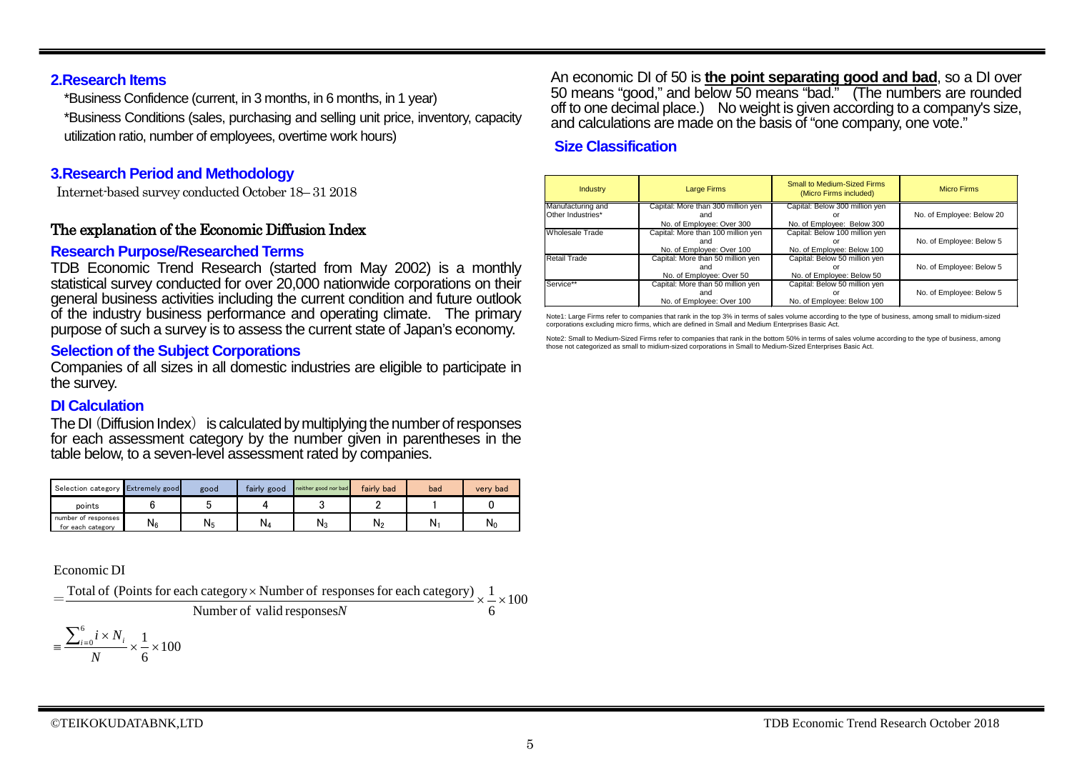## 2.Research Items

*Business Confidence (current, in 3 months, in 6 months, in 1 year)

*Business Conditions (sales, purchasing and selling unit price, inventory, capacity utilization ratio, number of employees, overtime work hours)

## 3.Research Period and Methodology

Internet-based survey conducted October 18– 31 2018

## The explanation of the Economic Diffusion Index

### Research Purpose/Researched Terms

TDB Economic Trend Research (started from May 2002) is a monthly statistical survey conducted for over 20,000 nationwide corporations on their general business activities including the current condition and future outlook of the industry business performance and operating climate. The primary purpose of such a survey is to assess the current state of Japan's economy.

### Selection of the Subject Corporations

Companies of all sizes in all domestic industries are eligible to participate in the survey.

### DI Calculation

The DI（Diffusion Index） is calculated by multiplying the number of responses for each assessment category by the number given in parentheses in the table below, to a seven-level assessment rated by companies.

| Selection category | Extremely good | good | fairly good | neither good nor bad | fairly bad | bad | very bad |
|---|---|---|---|---|---|---|---|
| points | 6 | 5 | 4 | 3 | 2 | 1 | 0 |
| number of responses for each category | $N_6$ | $N_5$ | $N_4$ | $N_3$ | $N_2$ | $N_1$ | $N_0$ |

Economic DI

$$= \frac{\text{Total of (Points for each category} \times \text{Number of responses for each category)}}{\text{Number of valid responses} N} \times \frac{1}{6} \times 100$$

$$\equiv \frac{\sum_{i=0}^{6} i \times N_i}{N} \times \frac{1}{6} \times 100$$

An economic DI of 50 is **the point separating good and bad**, so a DI over 50 means "good," and below 50 means "bad." (The numbers are rounded off to one decimal place.) No weight is given according to a company's size, and calculations are made on the basis of "one company, one vote."

### Size Classification

| Industry | Large Firms | Small to Medium-Sized Firms (Micro Firms included) | Micro Firms |
|---|---|---|---|
| Manufacturing and Other Industries* | Capital: More than 300 million yen and No. of Employee: Over 300 | Capital: Below 300 million yen or No. of Employee: Below 300 | No. of Employee: Below 20 |
| Wholesale Trade | Capital: More than 100 million yen and No. of Employee: Over 100 | Capital: Below 100 million yen or No. of Employee: Below 100 | No. of Employee: Below 5 |
| Retail Trade | Capital: More than 50 million yen and No. of Employee: Over 50 | Capital: Below 50 million yen or No. of Employee: Below 50 | No. of Employee: Below 5 |
| Service** | Capital: More than 50 million yen and No. of Employee: Over 100 | Capital: Below 50 million yen or No. of Employee: Below 100 | No. of Employee: Below 5 |

Note1: Large Firms refer to companies that rank in the top 3% in terms of sales volume according to the type of business, among small to midium-sized corporations excluding micro firms, which are defined in Small and Medium Enterprises Basic Act.

Note2: Small to Medium-Sized Firms refer to companies that rank in the bottom 50% in terms of sales volume according to the type of business, among those not categorized as small to midium-sized corporations in Small to Medium-Sized Enterprises Basic Act.

©TEIKOKUDATABNK,LTD